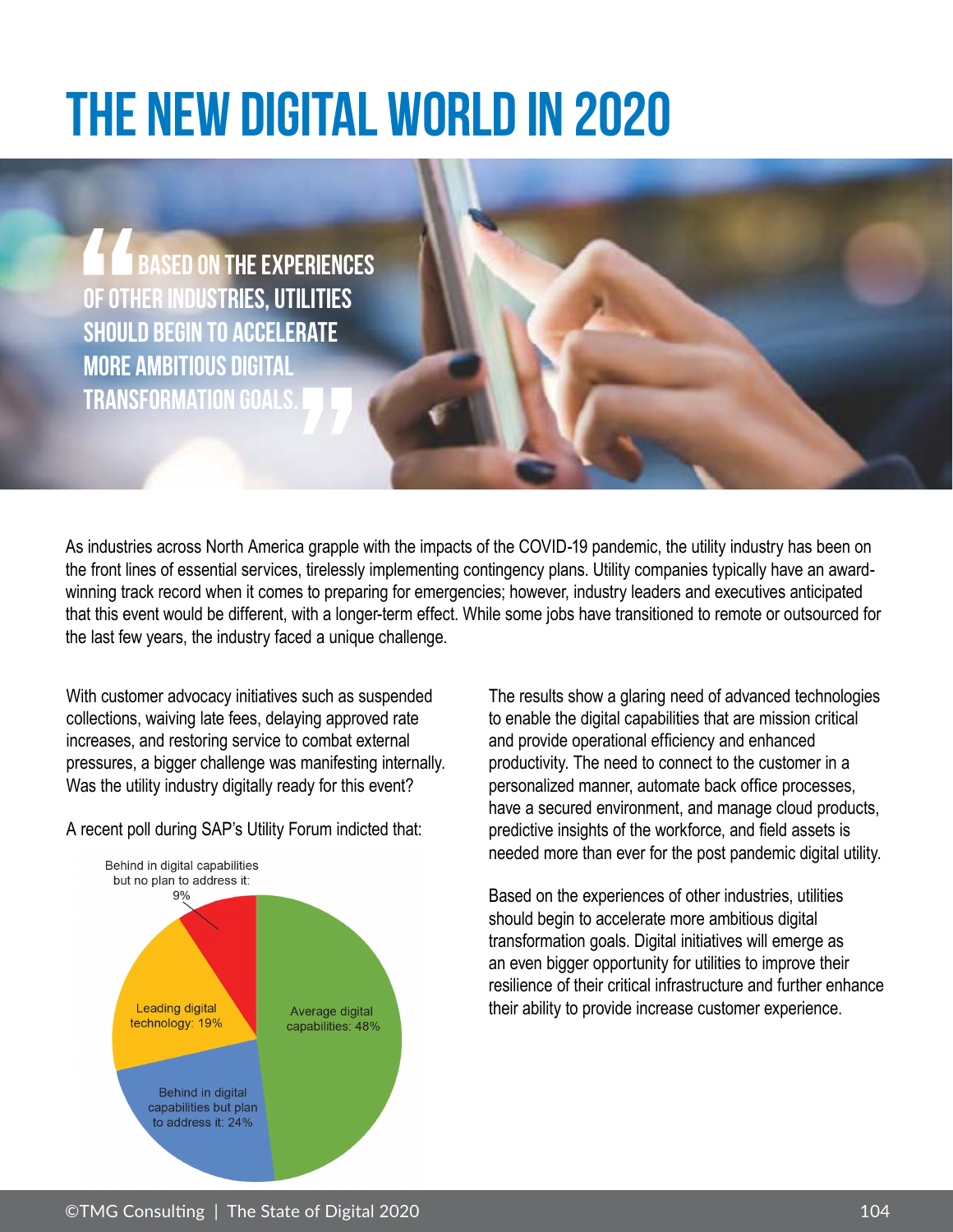# THE NEW DIGITAL WORLD IN 2020

"BASED ON THE EXPERIENCES OF OTHER INDUSTRIES, UTILITIES SHOULD BEGIN TO ACCELERATE MORE AMBITIOUS DIGITAL TRANSFORMATION GOALS."

As industries across North America grapple with the impacts of the COVID-19 pandemic, the utility industry has been on the front lines of essential services, tirelessly implementing contingency plans. Utility companies typically have an award-winning track record when it comes to preparing for emergencies; however, industry leaders and executives anticipated that this event would be different, with a longer-term effect. While some jobs have transitioned to remote or outsourced for the last few years, the industry faced a unique challenge.

With customer advocacy initiatives such as suspended collections, waiving late fees, delaying approved rate increases, and restoring service to combat external pressures, a bigger challenge was manifesting internally. Was the utility industry digitally ready for this event?

A recent poll during SAP's Utility Forum indicted that:

- Average digital capabilities: 48%
- Behind in digital capabilities but plan to address it: 24%
- Leading digital technology: 19%
- Behind in digital capabilities but no plan to address it: 9%

The results show a glaring need of advanced technologies to enable the digital capabilities that are mission critical and provide operational efficiency and enhanced productivity. The need to connect to the customer in a personalized manner, automate back office processes, have a secured environment, and manage cloud products, predictive insights of the workforce, and field assets is needed more than ever for the post pandemic digital utility.

Based on the experiences of other industries, utilities should begin to accelerate more ambitious digital transformation goals. Digital initiatives will emerge as an even bigger opportunity for utilities to improve their resilience of their critical infrastructure and further enhance their ability to provide increase customer experience.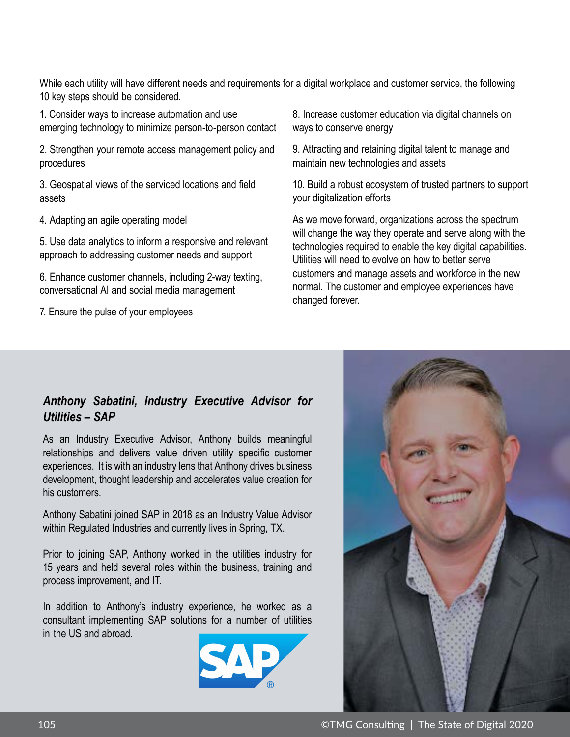While each utility will have different needs and requirements for a digital workplace and customer service, the following 10 key steps should be considered.

1. Consider ways to increase automation and use emerging technology to minimize person-to-person contact

2. Strengthen your remote access management policy and procedures

3. Geospatial views of the serviced locations and field assets

4. Adapting an agile operating model

5. Use data analytics to inform a responsive and relevant approach to addressing customer needs and support

6. Enhance customer channels, including 2-way texting, conversational AI and social media management

7. Ensure the pulse of your employees

8. Increase customer education via digital channels on ways to conserve energy

9. Attracting and retaining digital talent to manage and maintain new technologies and assets

10. Build a robust ecosystem of trusted partners to support your digitalization efforts

As we move forward, organizations across the spectrum will change the way they operate and serve along with the technologies required to enable the key digital capabilities. Utilities will need to evolve on how to better serve customers and manage assets and workforce in the new normal. The customer and employee experiences have changed forever.

***Anthony Sabatini, Industry Executive Advisor for Utilities – SAP***

As an Industry Executive Advisor, Anthony builds meaningful relationships and delivers value driven utility specific customer experiences. It is with an industry lens that Anthony drives business development, thought leadership and accelerates value creation for his customers.

Anthony Sabatini joined SAP in 2018 as an Industry Value Advisor within Regulated Industries and currently lives in Spring, TX.

Prior to joining SAP, Anthony worked in the utilities industry for 15 years and held several roles within the business, training and process improvement, and IT.

In addition to Anthony's industry experience, he worked as a consultant implementing SAP solutions for a number of utilities in the US and abroad.